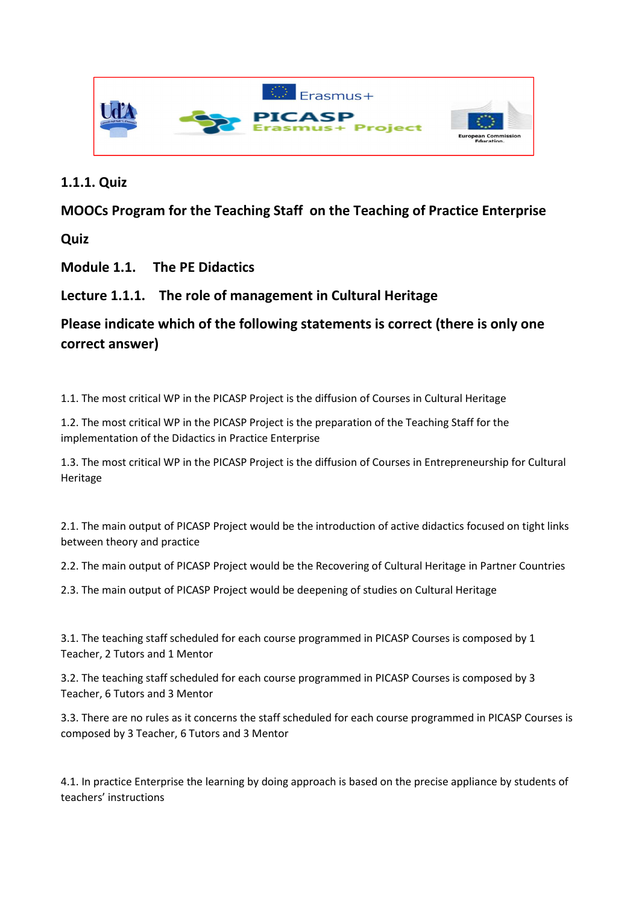### 1.1.1. Quiz

### MOOCs Program for the Teaching Staff on the Teaching of Practice Enterprise

### Quiz

### Module 1.1. The PE Didactics

### Lecture 1.1.1. The role of management in Cultural Heritage

### Please indicate which of the following statements is correct (there is only one correct answer)

1.1. The most critical WP in the PICASP Project is the diffusion of Courses in Cultural Heritage

1.2. The most critical WP in the PICASP Project is the preparation of the Teaching Staff for the implementation of the Didactics in Practice Enterprise

1.3. The most critical WP in the PICASP Project is the diffusion of Courses in Entrepreneurship for Cultural Heritage

2.1. The main output of PICASP Project would be the introduction of active didactics focused on tight links between theory and practice

2.2. The main output of PICASP Project would be the Recovering of Cultural Heritage in Partner Countries

2.3. The main output of PICASP Project would be deepening of studies on Cultural Heritage

3.1. The teaching staff scheduled for each course programmed in PICASP Courses is composed by 1 Teacher, 2 Tutors and 1 Mentor

3.2. The teaching staff scheduled for each course programmed in PICASP Courses is composed by 3 Teacher, 6 Tutors and 3 Mentor

3.3. There are no rules as it concerns the staff scheduled for each course programmed in PICASP Courses is composed by 3 Teacher, 6 Tutors and 3 Mentor

4.1. In practice Enterprise the learning by doing approach is based on the precise appliance by students of teachers' instructions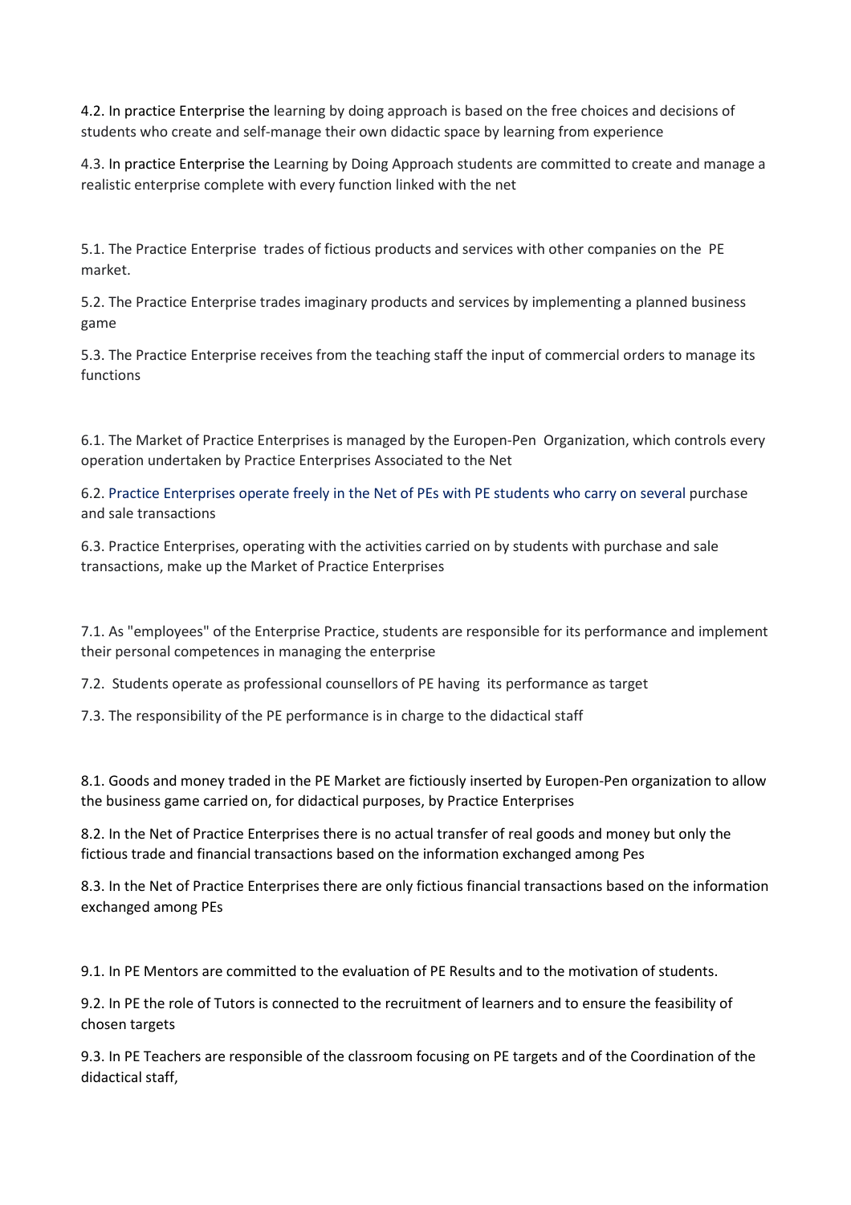4.2. In practice Enterprise the learning by doing approach is based on the free choices and decisions of students who create and self-manage their own didactic space by learning from experience

4.3. In practice Enterprise the Learning by Doing Approach students are committed to create and manage a realistic enterprise complete with every function linked with the net

5.1. The Practice Enterprise trades of fictious products and services with other companies on the PE market.

5.2. The Practice Enterprise trades imaginary products and services by implementing a planned business game

5.3. The Practice Enterprise receives from the teaching staff the input of commercial orders to manage its functions

6.1. The Market of Practice Enterprises is managed by the Europen-Pen Organization, which controls every operation undertaken by Practice Enterprises Associated to the Net

6.2. Practice Enterprises operate freely in the Net of PEs with PE students who carry on several purchase and sale transactions

6.3. Practice Enterprises, operating with the activities carried on by students with purchase and sale transactions, make up the Market of Practice Enterprises

7.1. As "employees" of the Enterprise Practice, students are responsible for its performance and implement their personal competences in managing the enterprise

7.2. Students operate as professional counsellors of PE having its performance as target

7.3. The responsibility of the PE performance is in charge to the didactical staff

8.1. Goods and money traded in the PE Market are fictiously inserted by Europen-Pen organization to allow the business game carried on, for didactical purposes, by Practice Enterprises

8.2. In the Net of Practice Enterprises there is no actual transfer of real goods and money but only the fictious trade and financial transactions based on the information exchanged among Pes

8.3. In the Net of Practice Enterprises there are only fictious financial transactions based on the information exchanged among PEs

9.1. In PE Mentors are committed to the evaluation of PE Results and to the motivation of students.

9.2. In PE the role of Tutors is connected to the recruitment of learners and to ensure the feasibility of chosen targets

9.3. In PE Teachers are responsible of the classroom focusing on PE targets and of the Coordination of the didactical staff,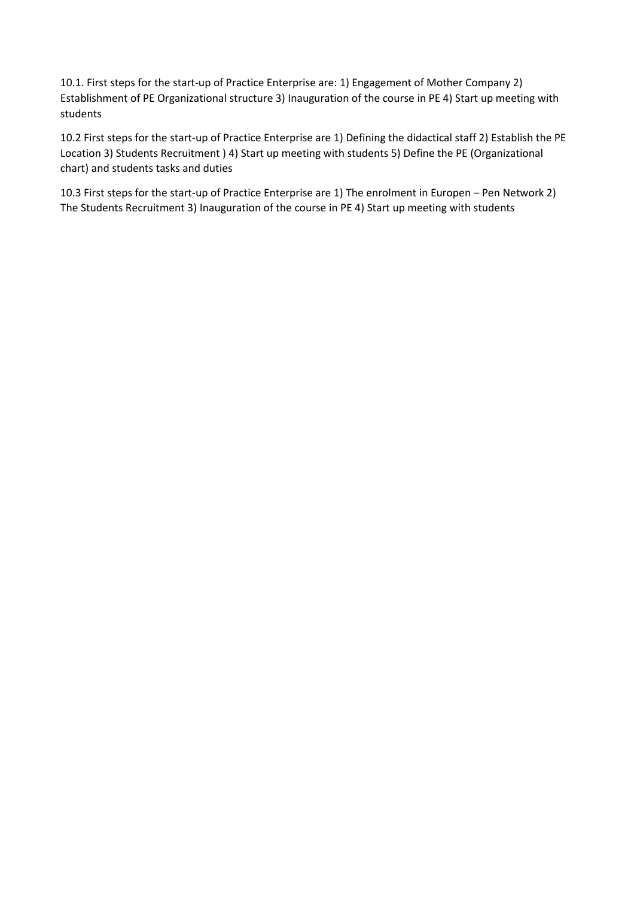10.1. First steps for the start-up of Practice Enterprise are: 1) Engagement of Mother Company 2) Establishment of PE Organizational structure 3) Inauguration of the course in PE 4) Start up meeting with students

10.2 First steps for the start-up of Practice Enterprise are 1) Defining the didactical staff 2) Establish the PE Location 3) Students Recruitment ) 4) Start up meeting with students 5) Define the PE (Organizational chart) and students tasks and duties

10.3 First steps for the start-up of Practice Enterprise are 1) The enrolment in Europen – Pen Network 2) The Students Recruitment 3) Inauguration of the course in PE 4) Start up meeting with students